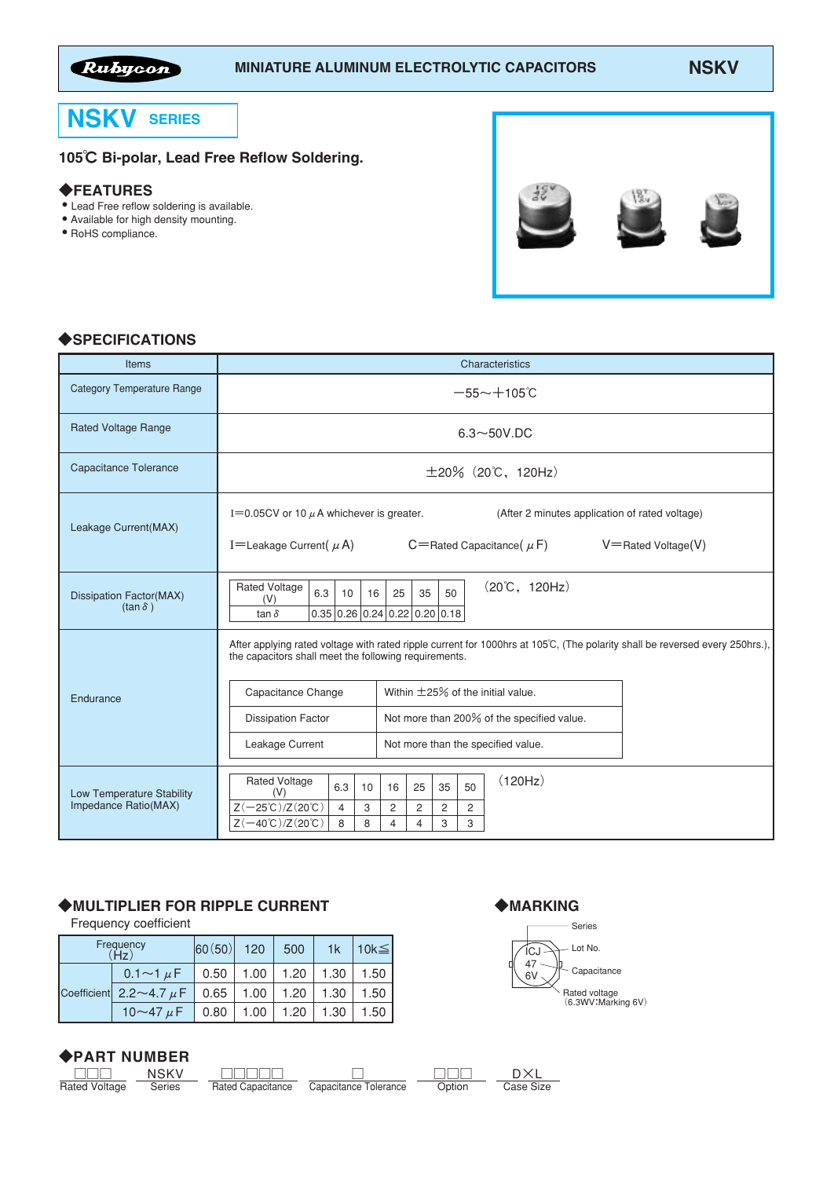Rubycon — MINIATURE ALUMINUM ELECTROLYTIC CAPACITORS — NSKV

# NSKV SERIES

**105℃ Bi-polar, Lead Free Reflow Soldering.**

## ◆FEATURES

- Lead Free reflow soldering is available.
- Available for high density mounting.
- RoHS compliance.

## ◆SPECIFICATIONS

| Items | Characteristics |
|---|---|
| Category Temperature Range | −55～+105℃ |
| Rated Voltage Range | 6.3～50V.DC |
| Capacitance Tolerance | ±20% (20℃, 120Hz) |
| Leakage Current(MAX) | I=0.05CV or 10 μA whichever is greater. (After 2 minutes application of rated voltage)<br>I=Leakage Current(μA) C=Rated Capacitance(μF) V=Rated Voltage(V) |
| Dissipation Factor(MAX) (tanδ) | (20℃, 120Hz) see table below |
| Endurance | After applying rated voltage with rated ripple current for 1000hrs at 105℃, (The polarity shall be reversed every 250hrs.), the capacitors shall meet the following requirements. See table below |
| Low Temperature Stability Impedance Ratio(MAX) | (120Hz) see table below |

**Dissipation Factor(MAX)** (20℃, 120Hz)

| Rated Voltage (V) | 6.3 | 10 | 16 | 25 | 35 | 50 |
|---|---|---|---|---|---|---|
| tanδ | 0.35 | 0.26 | 0.24 | 0.22 | 0.20 | 0.18 |

**Endurance**

| | |
|---|---|
| Capacitance Change | Within ±25% of the initial value. |
| Dissipation Factor | Not more than 200% of the specified value. |
| Leakage Current | Not more than the specified value. |

**Low Temperature Stability Impedance Ratio(MAX)** (120Hz)

| Rated Voltage (V) | 6.3 | 10 | 16 | 25 | 35 | 50 |
|---|---|---|---|---|---|---|
| Z(−25℃)/Z(20℃) | 4 | 3 | 2 | 2 | 2 | 2 |
| Z(−40℃)/Z(20℃) | 8 | 8 | 4 | 4 | 3 | 3 |

## ◆MULTIPLIER FOR RIPPLE CURRENT

Frequency coefficient

| Frequency (Hz) | | 60(50) | 120 | 500 | 1k | 10k≦ |
|---|---|---|---|---|---|---|
| Coefficient | 0.1～1 μF | 0.50 | 1.00 | 1.20 | 1.30 | 1.50 |
| | 2.2～4.7 μF | 0.65 | 1.00 | 1.20 | 1.30 | 1.50 |
| | 10～47 μF | 0.80 | 1.00 | 1.20 | 1.30 | 1.50 |

## ◆MARKING

- ICJ — Lot No.
- 47 — Capacitance
- 6V — Rated voltage (6.3WV:Marking 6V)
- Series

## ◆PART NUMBER

| □□□ | NSKV | □□□□□ | □ | □□□ | D×L |
|---|---|---|---|---|---|
| Rated Voltage | Series | Rated Capacitance | Capacitance Tolerance | Option | Case Size |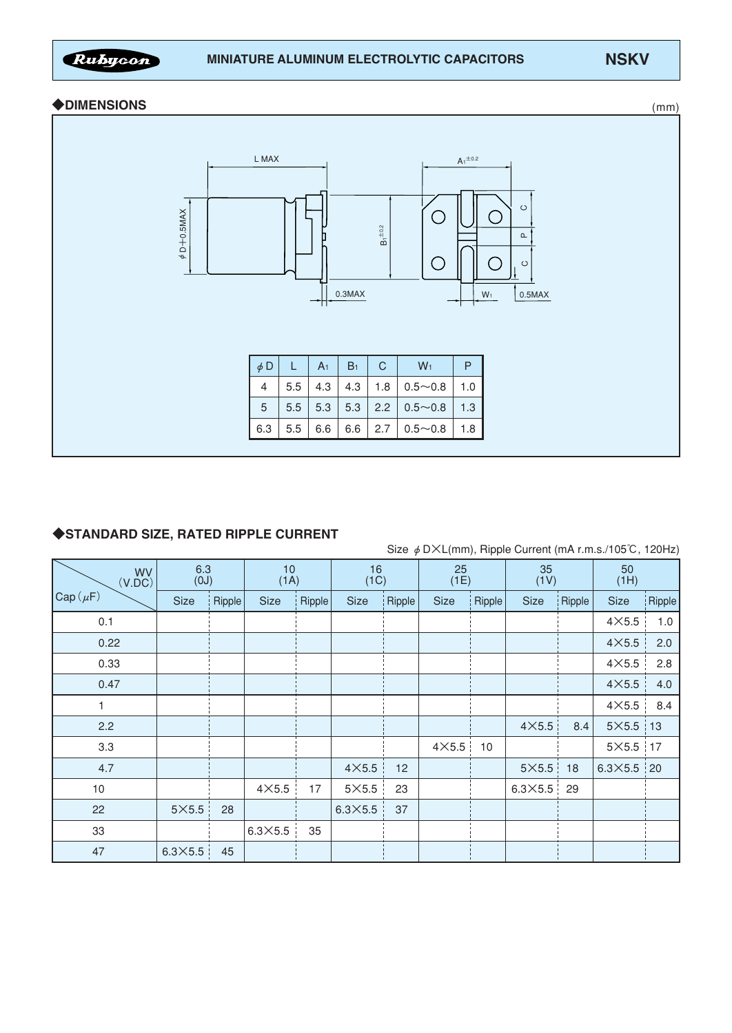◆**DIMENSIONS**

(mm)

L MAX

A1 ±0.2

φD+0.5MAX

B1 ±0.2

C

P

C

0.3MAX

W1

0.5MAX

| φD | L | $A_1$ | $B_1$ | C | $W_1$ | P |
|---|---|---|---|---|---|---|
| 4 | 5.5 | 4.3 | 4.3 | 1.8 | 0.5〜0.8 | 1.0 |
| 5 | 5.5 | 5.3 | 5.3 | 2.2 | 0.5〜0.8 | 1.3 |
| 6.3 | 5.5 | 6.6 | 6.6 | 2.7 | 0.5〜0.8 | 1.8 |

◆**STANDARD SIZE, RATED RIPPLE CURRENT**

Size φD×L(mm), Ripple Current (mA r.m.s./105℃, 120Hz)

| WV (V.DC) / Cap (μF) | 6.3 (0J) | | 10 (1A) | | 16 (1C) | | 25 (1E) | | 35 (1V) | | 50 (1H) | |
|---|---|---|---|---|---|---|---|---|---|---|---|---|
| | Size | Ripple | Size | Ripple | Size | Ripple | Size | Ripple | Size | Ripple | Size | Ripple |
| 0.1 | | | | | | | | | | | 4×5.5 | 1.0 |
| 0.22 | | | | | | | | | | | 4×5.5 | 2.0 |
| 0.33 | | | | | | | | | | | 4×5.5 | 2.8 |
| 0.47 | | | | | | | | | | | 4×5.5 | 4.0 |
| 1 | | | | | | | | | | | 4×5.5 | 8.4 |
| 2.2 | | | | | | | | | 4×5.5 | 8.4 | 5×5.5 | 13 |
| 3.3 | | | | | | | 4×5.5 | 10 | | | 5×5.5 | 17 |
| 4.7 | | | | | 4×5.5 | 12 | | | 5×5.5 | 18 | 6.3×5.5 | 20 |
| 10 | | | 4×5.5 | 17 | 5×5.5 | 23 | | | 6.3×5.5 | 29 | | |
| 22 | 5×5.5 | 28 | | | 6.3×5.5 | 37 | | | | | | |
| 33 | | | 6.3×5.5 | 35 | | | | | | | | |
| 47 | 6.3×5.5 | 45 | | | | | | | | | | |